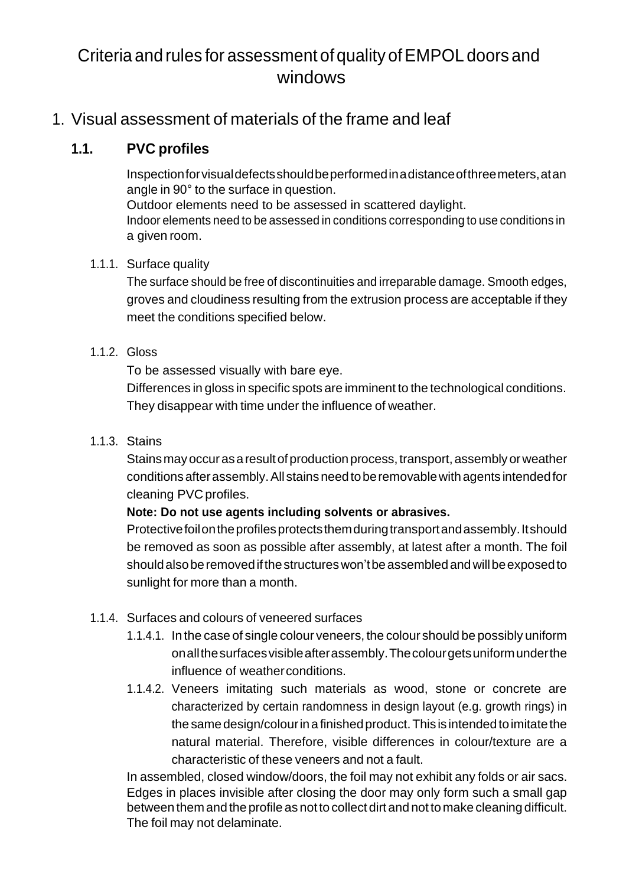# Criteria and rules for assessment of quality of EMPOL doors and windows

## 1. Visual assessment of materials of the frame and leaf

### 1.1. PVC profiles

Inspection for visual defects should be performed in a distance of three meters, at an angle in 90° to the surface in question.
Outdoor elements need to be assessed in scattered daylight.
Indoor elements need to be assessed in conditions corresponding to use conditions in a given room.

#### 1.1.1. Surface quality

The surface should be free of discontinuities and irreparable damage. Smooth edges, groves and cloudiness resulting from the extrusion process are acceptable if they meet the conditions specified below.

#### 1.1.2. Gloss

To be assessed visually with bare eye.
Differences in gloss in specific spots are imminent to the technological conditions. They disappear with time under the influence of weather.

#### 1.1.3. Stains

Stains may occur as a result of production process, transport, assembly or weather conditions after assembly. All stains need to be removable with agents intended for cleaning PVC profiles.

**Note: Do not use agents including solvents or abrasives.**

Protective foil on the profiles protects them during transport and assembly. It should be removed as soon as possible after assembly, at latest after a month. The foil should also be removed if the structures won't be assembled and will be exposed to sunlight for more than a month.

#### 1.1.4. Surfaces and colours of veneered surfaces

1.1.4.1. In the case of single colour veneers, the colour should be possibly uniform on all the surfaces visible after assembly. The colour gets uniform under the influence of weather conditions.

1.1.4.2. Veneers imitating such materials as wood, stone or concrete are characterized by certain randomness in design layout (e.g. growth rings) in the same design/colour in a finished product. This is intended to imitate the natural material. Therefore, visible differences in colour/texture are a characteristic of these veneers and not a fault.

In assembled, closed window/doors, the foil may not exhibit any folds or air sacs. Edges in places invisible after closing the door may only form such a small gap between them and the profile as not to collect dirt and not to make cleaning difficult. The foil may not delaminate.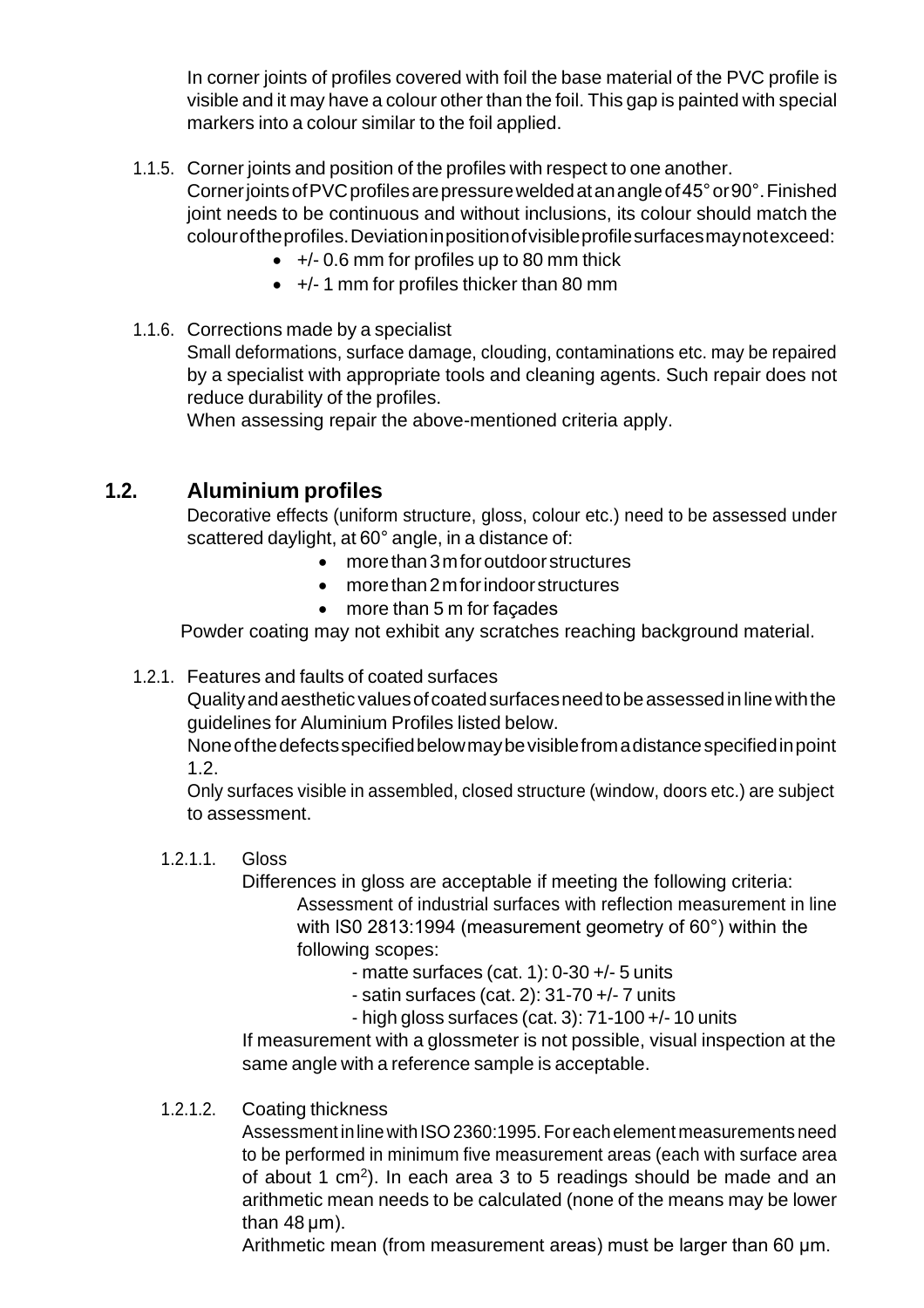In corner joints of profiles covered with foil the base material of the PVC profile is visible and it may have a colour other than the foil. This gap is painted with special markers into a colour similar to the foil applied.

1.1.5. Corner joints and position of the profiles with respect to one another.

Corner joints of PVC profiles are pressure welded at an angle of 45° or 90°. Finished joint needs to be continuous and without inclusions, its colour should match the colour of the profiles. Deviation in position of visible profile surfaces may not exceed:

- +/- 0.6 mm for profiles up to 80 mm thick
- +/- 1 mm for profiles thicker than 80 mm

1.1.6. Corrections made by a specialist

Small deformations, surface damage, clouding, contaminations etc. may be repaired by a specialist with appropriate tools and cleaning agents. Such repair does not reduce durability of the profiles.

When assessing repair the above-mentioned criteria apply.

## 1.2. Aluminium profiles

Decorative effects (uniform structure, gloss, colour etc.) need to be assessed under scattered daylight, at 60° angle, in a distance of:

- more than 3 m for outdoor structures
- more than 2 m for indoor structures
- more than 5 m for façades

Powder coating may not exhibit any scratches reaching background material.

1.2.1. Features and faults of coated surfaces

Quality and aesthetic values of coated surfaces need to be assessed in line with the guidelines for Aluminium Profiles listed below.

None of the defects specified below may be visible from a distance specified in point 1.2.

Only surfaces visible in assembled, closed structure (window, doors etc.) are subject to assessment.

1.2.1.1. Gloss

Differences in gloss are acceptable if meeting the following criteria:

Assessment of industrial surfaces with reflection measurement in line with IS0 2813:1994 (measurement geometry of 60°) within the following scopes:

- matte surfaces (cat. 1): 0-30 +/- 5 units
- satin surfaces (cat. 2): 31-70 +/- 7 units
- high gloss surfaces (cat. 3): 71-100 +/- 10 units

If measurement with a glossmeter is not possible, visual inspection at the same angle with a reference sample is acceptable.

1.2.1.2. Coating thickness

Assessment in line with ISO 2360:1995. For each element measurements need to be performed in minimum five measurement areas (each with surface area of about 1 cm$^2$). In each area 3 to 5 readings should be made and an arithmetic mean needs to be calculated (none of the means may be lower than 48 µm).

Arithmetic mean (from measurement areas) must be larger than 60 µm.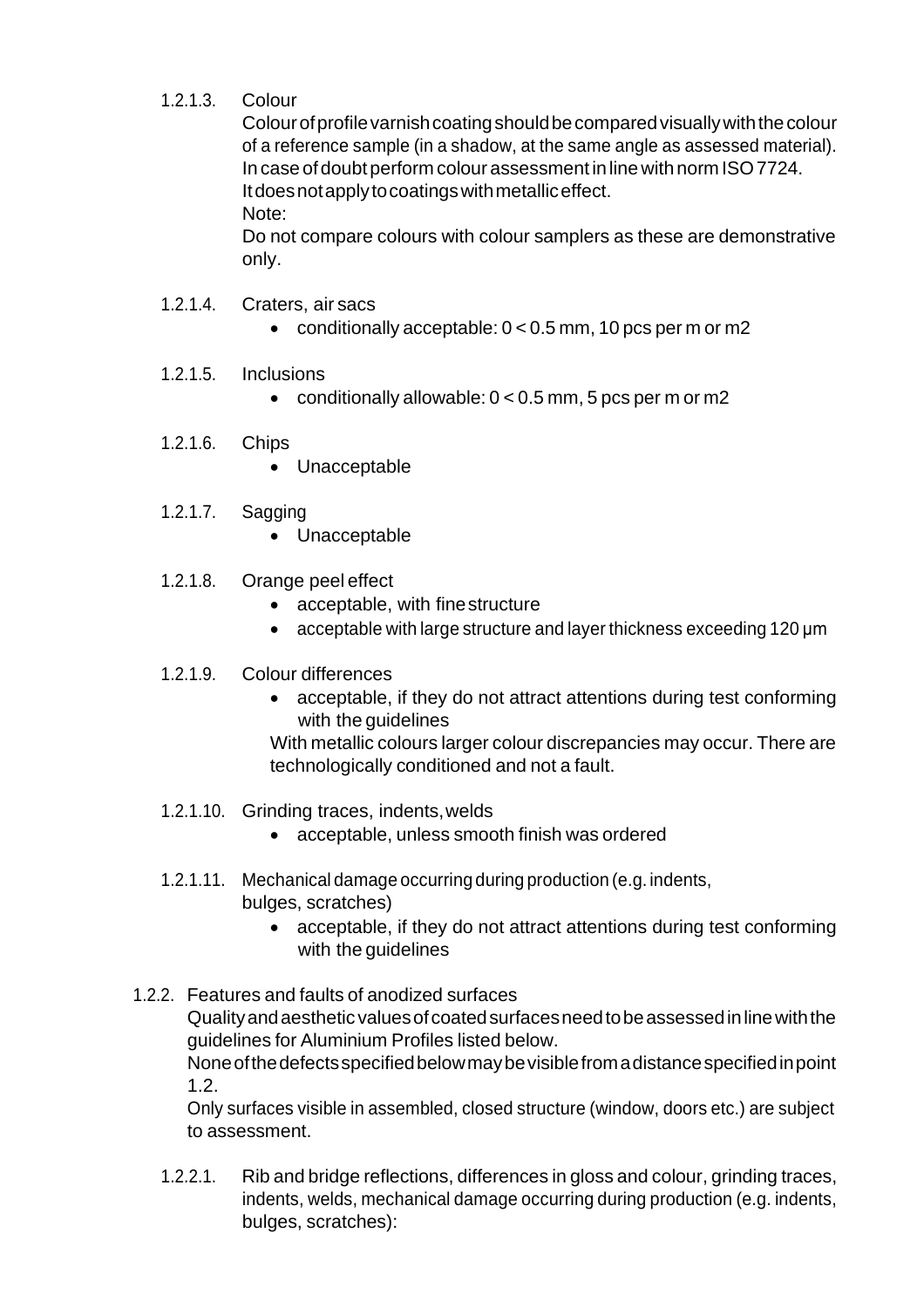1.2.1.3. Colour

Colour of profile varnish coating should be compared visually with the colour of a reference sample (in a shadow, at the same angle as assessed material). In case of doubt perform colour assessment in line with norm ISO 7724. It does not apply to coatings with metallic effect.

Note:

Do not compare colours with colour samplers as these are demonstrative only.

1.2.1.4. Craters, air sacs

- conditionally acceptable: 0 < 0.5 mm, 10 pcs per m or m2

1.2.1.5. Inclusions

- conditionally allowable: 0 < 0.5 mm, 5 pcs per m or m2

1.2.1.6. Chips

- Unacceptable

1.2.1.7. Sagging

- Unacceptable

1.2.1.8. Orange peel effect

- acceptable, with fine structure
- acceptable with large structure and layer thickness exceeding 120 μm

1.2.1.9. Colour differences

- acceptable, if they do not attract attentions during test conforming with the guidelines

With metallic colours larger colour discrepancies may occur. There are technologically conditioned and not a fault.

1.2.1.10. Grinding traces, indents, welds

- acceptable, unless smooth finish was ordered

1.2.1.11. Mechanical damage occurring during production (e.g. indents, bulges, scratches)

- acceptable, if they do not attract attentions during test conforming with the guidelines

1.2.2. Features and faults of anodized surfaces

Quality and aesthetic values of coated surfaces need to be assessed in line with the guidelines for Aluminium Profiles listed below.

None of the defects specified below may be visible from a distance specified in point 1.2.

Only surfaces visible in assembled, closed structure (window, doors etc.) are subject to assessment.

1.2.2.1. Rib and bridge reflections, differences in gloss and colour, grinding traces, indents, welds, mechanical damage occurring during production (e.g. indents, bulges, scratches):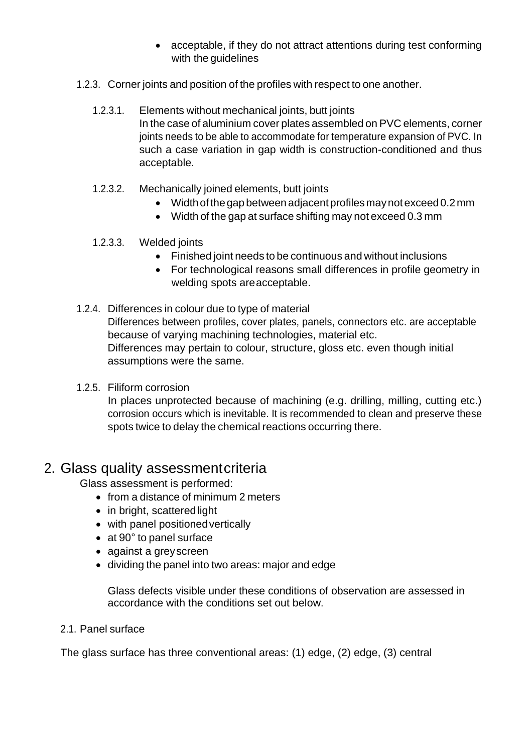- acceptable, if they do not attract attentions during test conforming with the guidelines

1.2.3. Corner joints and position of the profiles with respect to one another.

1.2.3.1. Elements without mechanical joints, butt joints

In the case of aluminium cover plates assembled on PVC elements, corner joints needs to be able to accommodate for temperature expansion of PVC. In such a case variation in gap width is construction-conditioned and thus acceptable.

1.2.3.2. Mechanically joined elements, butt joints

- Width of the gap between adjacent profiles may not exceed 0.2 mm
- Width of the gap at surface shifting may not exceed 0.3 mm

1.2.3.3. Welded joints

- Finished joint needs to be continuous and without inclusions
- For technological reasons small differences in profile geometry in welding spots are acceptable.

1.2.4. Differences in colour due to type of material

Differences between profiles, cover plates, panels, connectors etc. are acceptable because of varying machining technologies, material etc.
Differences may pertain to colour, structure, gloss etc. even though initial assumptions were the same.

1.2.5. Filiform corrosion

In places unprotected because of machining (e.g. drilling, milling, cutting etc.) corrosion occurs which is inevitable. It is recommended to clean and preserve these spots twice to delay the chemical reactions occurring there.

# 2. Glass quality assessment criteria

Glass assessment is performed:

- from a distance of minimum 2 meters
- in bright, scattered light
- with panel positioned vertically
- at 90° to panel surface
- against a grey screen
- dividing the panel into two areas: major and edge

Glass defects visible under these conditions of observation are assessed in accordance with the conditions set out below.

## 2.1. Panel surface

The glass surface has three conventional areas: (1) edge, (2) edge, (3) central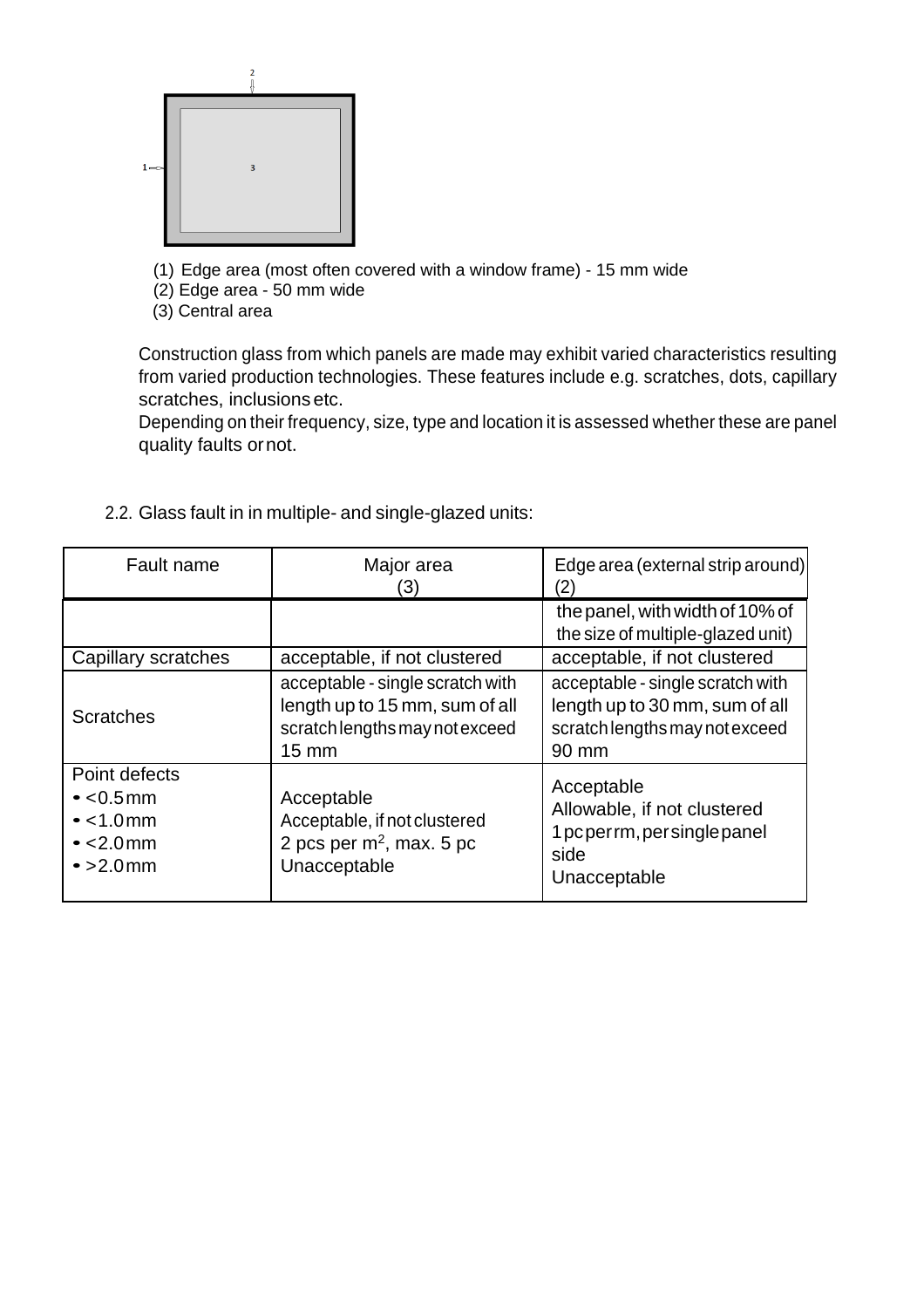(1) Edge area (most often covered with a window frame) - 15 mm wide
(2) Edge area - 50 mm wide
(3) Central area

Construction glass from which panels are made may exhibit varied characteristics resulting from varied production technologies. These features include e.g. scratches, dots, capillary scratches, inclusions etc.
Depending on their frequency, size, type and location it is assessed whether these are panel quality faults or not.

2.2. Glass fault in in multiple- and single-glazed units:

| Fault name | Major area (3) | Edge area (external strip around) (2) the panel, with width of 10% of the size of multiple-glazed unit) |
|---|---|---|
| Capillary scratches | acceptable, if not clustered | acceptable, if not clustered |
| Scratches | acceptable - single scratch with length up to 15 mm, sum of all scratch lengths may not exceed 15 mm | acceptable - single scratch with length up to 30 mm, sum of all scratch lengths may not exceed 90 mm |
| Point defects<br>• <0.5 mm<br>• <1.0 mm<br>• <2.0 mm<br>• >2.0 mm | Acceptable<br>Acceptable, if not clustered<br>2 pcs per $m^2$, max. 5 pc<br>Unacceptable | Acceptable<br>Allowable, if not clustered<br>1 pc per rm, per single panel side<br>Unacceptable |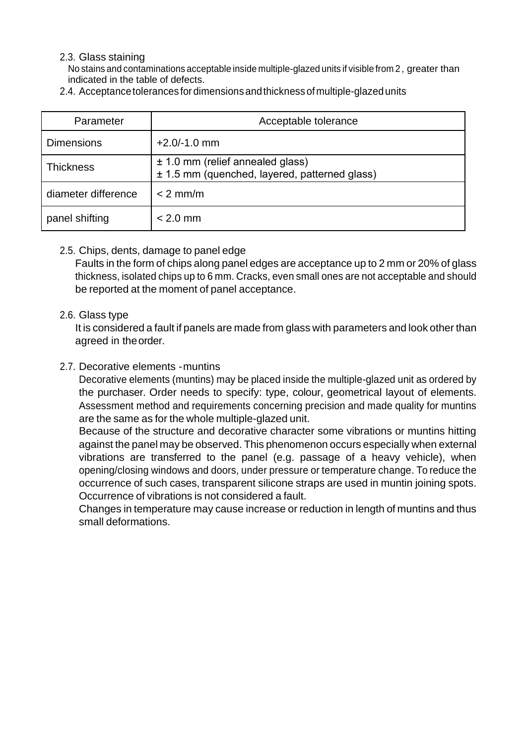2.3. Glass staining

No stains and contaminations acceptable inside multiple-glazed units if visible from 2 , greater than indicated in the table of defects.

2.4. Acceptance tolerances for dimensions and thickness of multiple-glazed units

| Parameter | Acceptable tolerance |
|---|---|
| Dimensions | +2.0/-1.0 mm |
| Thickness | ± 1.0 mm (relief annealed glass)<br>± 1.5 mm (quenched, layered, patterned glass) |
| diameter difference | < 2 mm/m |
| panel shifting | < 2.0 mm |

2.5. Chips, dents, damage to panel edge

Faults in the form of chips along panel edges are acceptance up to 2 mm or 20% of glass thickness, isolated chips up to 6 mm. Cracks, even small ones are not acceptable and should be reported at the moment of panel acceptance.

2.6. Glass type

It is considered a fault if panels are made from glass with parameters and look other than agreed in the order.

2.7. Decorative elements - muntins

Decorative elements (muntins) may be placed inside the multiple-glazed unit as ordered by the purchaser. Order needs to specify: type, colour, geometrical layout of elements. Assessment method and requirements concerning precision and made quality for muntins are the same as for the whole multiple-glazed unit.

Because of the structure and decorative character some vibrations or muntins hitting against the panel may be observed. This phenomenon occurs especially when external vibrations are transferred to the panel (e.g. passage of a heavy vehicle), when opening/closing windows and doors, under pressure or temperature change. To reduce the occurrence of such cases, transparent silicone straps are used in muntin joining spots. Occurrence of vibrations is not considered a fault.

Changes in temperature may cause increase or reduction in length of muntins and thus small deformations.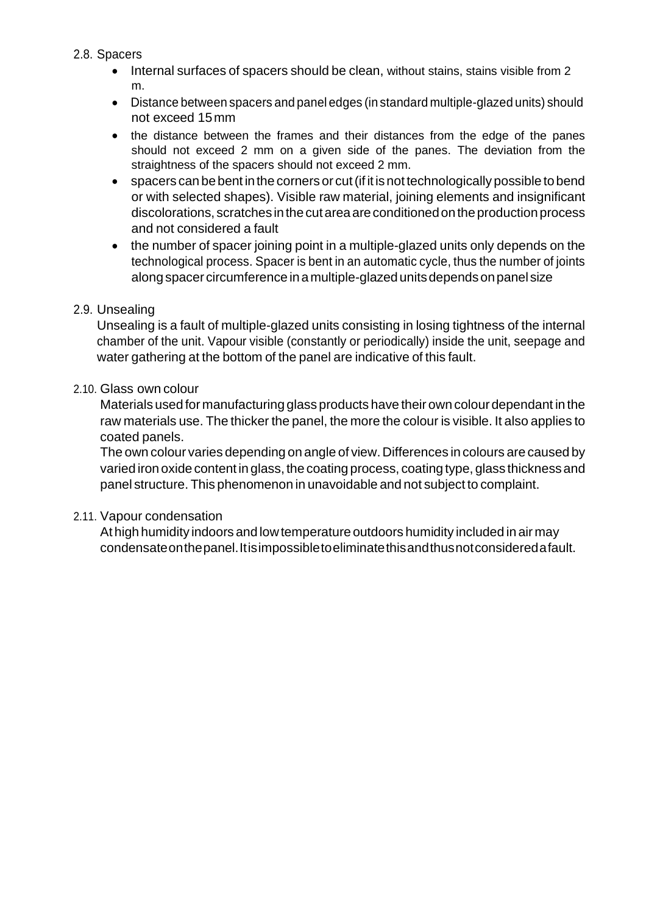## 2.8. Spacers

- Internal surfaces of spacers should be clean, without stains, stains visible from 2 m.
- Distance between spacers and panel edges (in standard multiple-glazed units) should not exceed 15 mm
- the distance between the frames and their distances from the edge of the panes should not exceed 2 mm on a given side of the panes. The deviation from the straightness of the spacers should not exceed 2 mm.
- spacers can be bent in the corners or cut (if it is not technologically possible to bend or with selected shapes). Visible raw material, joining elements and insignificant discolorations, scratches in the cut area are conditioned on the production process and not considered a fault
- the number of spacer joining point in a multiple-glazed units only depends on the technological process. Spacer is bent in an automatic cycle, thus the number of joints along spacer circumference in a multiple-glazed units depends on panel size

## 2.9. Unsealing

Unsealing is a fault of multiple-glazed units consisting in losing tightness of the internal chamber of the unit. Vapour visible (constantly or periodically) inside the unit, seepage and water gathering at the bottom of the panel are indicative of this fault.

## 2.10. Glass own colour

Materials used for manufacturing glass products have their own colour dependant in the raw materials use. The thicker the panel, the more the colour is visible. It also applies to coated panels.

The own colour varies depending on angle of view. Differences in colours are caused by varied iron oxide content in glass, the coating process, coating type, glass thickness and panel structure. This phenomenon in unavoidable and not subject to complaint.

## 2.11. Vapour condensation

At high humidity indoors and low temperature outdoors humidity included in air may condensate on the panel. It is impossible to eliminate this and thus not considered a fault.